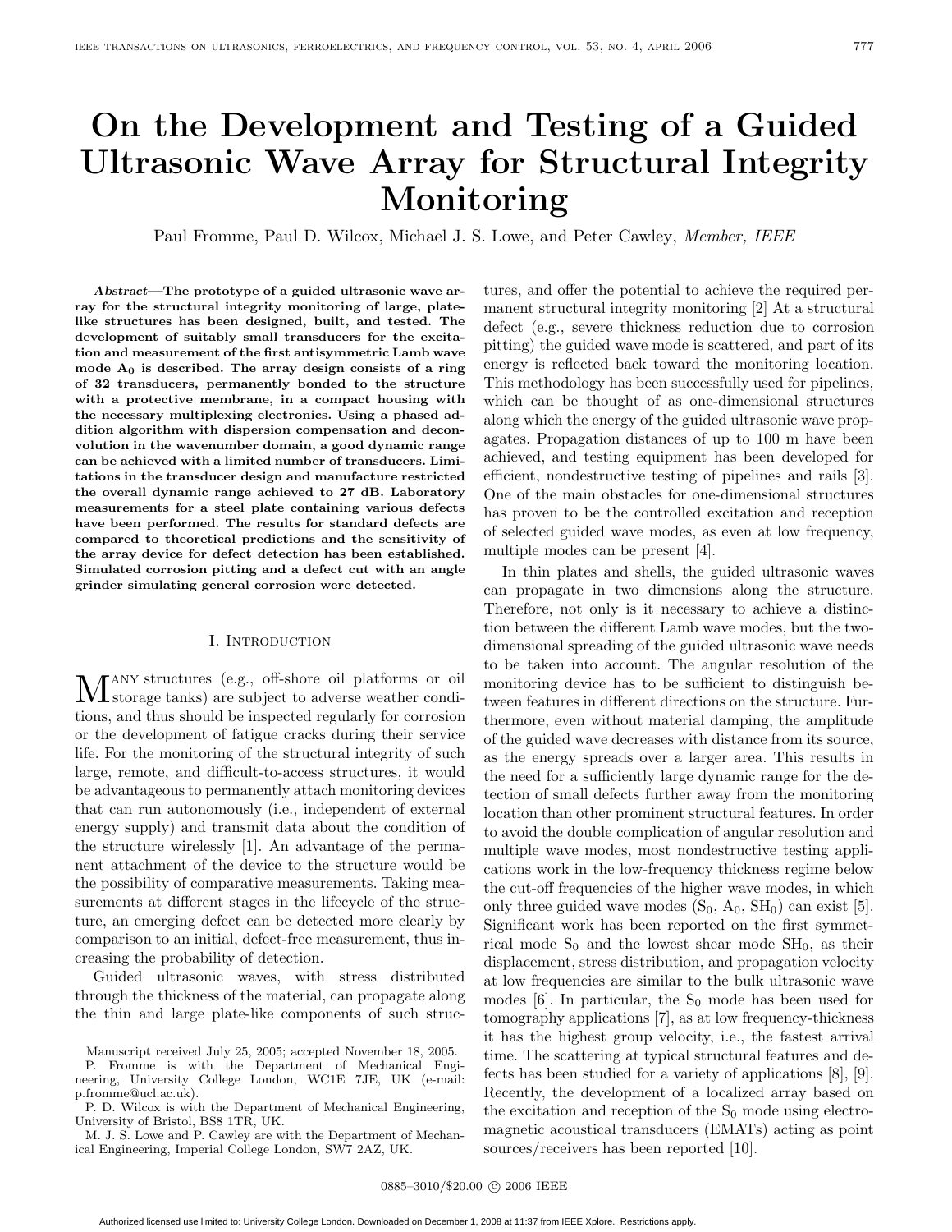# On the Development and Testing of a Guided Ultrasonic Wave Array for Structural Integrity Monitoring

Paul Fromme, Paul D. Wilcox, Michael J. S. Lowe, and Peter Cawley, *Member, IEEE*

***Abstract*—The prototype of a guided ultrasonic wave array for the structural integrity monitoring of large, plate-like structures has been designed, built, and tested. The development of suitably small transducers for the excitation and measurement of the first antisymmetric Lamb wave mode $A_0$ is described. The array design consists of a ring of 32 transducers, permanently bonded to the structure with a protective membrane, in a compact housing with the necessary multiplexing electronics. Using a phased addition algorithm with dispersion compensation and deconvolution in the wavenumber domain, a good dynamic range can be achieved with a limited number of transducers. Limitations in the transducer design and manufacture restricted the overall dynamic range achieved to 27 dB. Laboratory measurements for a steel plate containing various defects have been performed. The results for standard defects are compared to theoretical predictions and the sensitivity of the array device for defect detection has been established. Simulated corrosion pitting and a defect cut with an angle grinder simulating general corrosion were detected.**

## I. Introduction

Many structures (e.g., off-shore oil platforms or oil storage tanks) are subject to adverse weather conditions, and thus should be inspected regularly for corrosion or the development of fatigue cracks during their service life. For the monitoring of the structural integrity of such large, remote, and difficult-to-access structures, it would be advantageous to permanently attach monitoring devices that can run autonomously (i.e., independent of external energy supply) and transmit data about the condition of the structure wirelessly [1]. An advantage of the permanent attachment of the device to the structure would be the possibility of comparative measurements. Taking measurements at different stages in the lifecycle of the structure, an emerging defect can be detected more clearly by comparison to an initial, defect-free measurement, thus increasing the probability of detection.

Guided ultrasonic waves, with stress distributed through the thickness of the material, can propagate along the thin and large plate-like components of such structures, and offer the potential to achieve the required permanent structural integrity monitoring [2] At a structural defect (e.g., severe thickness reduction due to corrosion pitting) the guided wave mode is scattered, and part of its energy is reflected back toward the monitoring location. This methodology has been successfully used for pipelines, which can be thought of as one-dimensional structures along which the energy of the guided ultrasonic wave propagates. Propagation distances of up to 100 m have been achieved, and testing equipment has been developed for efficient, nondestructive testing of pipelines and rails [3]. One of the main obstacles for one-dimensional structures has proven to be the controlled excitation and reception of selected guided wave modes, as even at low frequency, multiple modes can be present [4].

In thin plates and shells, the guided ultrasonic waves can propagate in two dimensions along the structure. Therefore, not only is it necessary to achieve a distinction between the different Lamb wave modes, but the two-dimensional spreading of the guided ultrasonic wave needs to be taken into account. The angular resolution of the monitoring device has to be sufficient to distinguish between features in different directions on the structure. Furthermore, even without material damping, the amplitude of the guided wave decreases with distance from its source, as the energy spreads over a larger area. This results in the need for a sufficiently large dynamic range for the detection of small defects further away from the monitoring location than other prominent structural features. In order to avoid the double complication of angular resolution and multiple wave modes, most nondestructive testing applications work in the low-frequency thickness regime below the cut-off frequencies of the higher wave modes, in which only three guided wave modes ($S_0$, $A_0$, $SH_0$) can exist [5]. Significant work has been reported on the first symmetrical mode $S_0$ and the lowest shear mode $SH_0$, as their displacement, stress distribution, and propagation velocity at low frequencies are similar to the bulk ultrasonic wave modes [6]. In particular, the $S_0$ mode has been used for tomography applications [7], as at low frequency-thickness it has the highest group velocity, i.e., the fastest arrival time. The scattering at typical structural features and defects has been studied for a variety of applications [8], [9]. Recently, the development of a localized array based on the excitation and reception of the $S_0$ mode using electromagnetic acoustical transducers (EMATs) acting as point sources/receivers has been reported [10].

Manuscript received July 25, 2005; accepted November 18, 2005.

P. Fromme is with the Department of Mechanical Engineering, University College London, WC1E 7JE, UK (e-mail: p.fromme@ucl.ac.uk).

P. D. Wilcox is with the Department of Mechanical Engineering, University of Bristol, BS8 1TR, UK.

M. J. S. Lowe and P. Cawley are with the Department of Mechanical Engineering, Imperial College London, SW7 2AZ, UK.

0885–3010/$20.00 © 2006 IEEE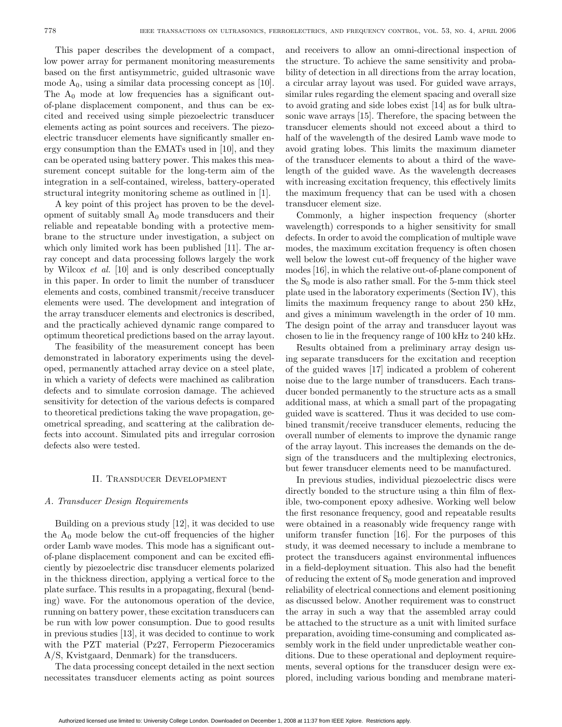This paper describes the development of a compact, low power array for permanent monitoring measurements based on the first antisymmetric, guided ultrasonic wave mode $A_0$, using a similar data processing concept as [10]. The $A_0$ mode at low frequencies has a significant out-of-plane displacement component, and thus can be excited and received using simple piezoelectric transducer elements acting as point sources and receivers. The piezoelectric transducer elements have significantly smaller energy consumption than the EMATs used in [10], and they can be operated using battery power. This makes this measurement concept suitable for the long-term aim of the integration in a self-contained, wireless, battery-operated structural integrity monitoring scheme as outlined in [1].

A key point of this project has proven to be the development of suitably small $A_0$ mode transducers and their reliable and repeatable bonding with a protective membrane to the structure under investigation, a subject on which only limited work has been published [11]. The array concept and data processing follows largely the work by Wilcox *et al.* [10] and is only described conceptually in this paper. In order to limit the number of transducer elements and costs, combined transmit/receive transducer elements were used. The development and integration of the array transducer elements and electronics is described, and the practically achieved dynamic range compared to optimum theoretical predictions based on the array layout.

The feasibility of the measurement concept has been demonstrated in laboratory experiments using the developed, permanently attached array device on a steel plate, in which a variety of defects were machined as calibration defects and to simulate corrosion damage. The achieved sensitivity for detection of the various defects is compared to theoretical predictions taking the wave propagation, geometrical spreading, and scattering at the calibration defects into account. Simulated pits and irregular corrosion defects also were tested.

## II. Transducer Development

### A. Transducer Design Requirements

Building on a previous study [12], it was decided to use the $A_0$ mode below the cut-off frequencies of the higher order Lamb wave modes. This mode has a significant out-of-plane displacement component and can be excited efficiently by piezoelectric disc transducer elements polarized in the thickness direction, applying a vertical force to the plate surface. This results in a propagating, flexural (bending) wave. For the autonomous operation of the device, running on battery power, these excitation transducers can be run with low power consumption. Due to good results in previous studies [13], it was decided to continue to work with the PZT material (Pz27, Ferroperm Piezoceramics A/S, Kvistgaard, Denmark) for the transducers.

The data processing concept detailed in the next section necessitates transducer elements acting as point sources and receivers to allow an omni-directional inspection of the structure. To achieve the same sensitivity and probability of detection in all directions from the array location, a circular array layout was used. For guided wave arrays, similar rules regarding the element spacing and overall size to avoid grating and side lobes exist [14] as for bulk ultrasonic wave arrays [15]. Therefore, the spacing between the transducer elements should not exceed about a third to half of the wavelength of the desired Lamb wave mode to avoid grating lobes. This limits the maximum diameter of the transducer elements to about a third of the wavelength of the guided wave. As the wavelength decreases with increasing excitation frequency, this effectively limits the maximum frequency that can be used with a chosen transducer element size.

Commonly, a higher inspection frequency (shorter wavelength) corresponds to a higher sensitivity for small defects. In order to avoid the complication of multiple wave modes, the maximum excitation frequency is often chosen well below the lowest cut-off frequency of the higher wave modes [16], in which the relative out-of-plane component of the $S_0$ mode is also rather small. For the 5-mm thick steel plate used in the laboratory experiments (Section IV), this limits the maximum frequency range to about 250 kHz, and gives a minimum wavelength in the order of 10 mm. The design point of the array and transducer layout was chosen to lie in the frequency range of 100 kHz to 240 kHz.

Results obtained from a preliminary array design using separate transducers for the excitation and reception of the guided waves [17] indicated a problem of coherent noise due to the large number of transducers. Each transducer bonded permanently to the structure acts as a small additional mass, at which a small part of the propagating guided wave is scattered. Thus it was decided to use combined transmit/receive transducer elements, reducing the overall number of elements to improve the dynamic range of the array layout. This increases the demands on the design of the transducers and the multiplexing electronics, but fewer transducer elements need to be manufactured.

In previous studies, individual piezoelectric discs were directly bonded to the structure using a thin film of flexible, two-component epoxy adhesive. Working well below the first resonance frequency, good and repeatable results were obtained in a reasonably wide frequency range with uniform transfer function [16]. For the purposes of this study, it was deemed necessary to include a membrane to protect the transducers against environmental influences in a field-deployment situation. This also had the benefit of reducing the extent of $S_0$ mode generation and improved reliability of electrical connections and element positioning as discussed below. Another requirement was to construct the array in such a way that the assembled array could be attached to the structure as a unit with limited surface preparation, avoiding time-consuming and complicated assembly work in the field under unpredictable weather conditions. Due to these operational and deployment requirements, several options for the transducer design were explored, including various bonding and membrane materi-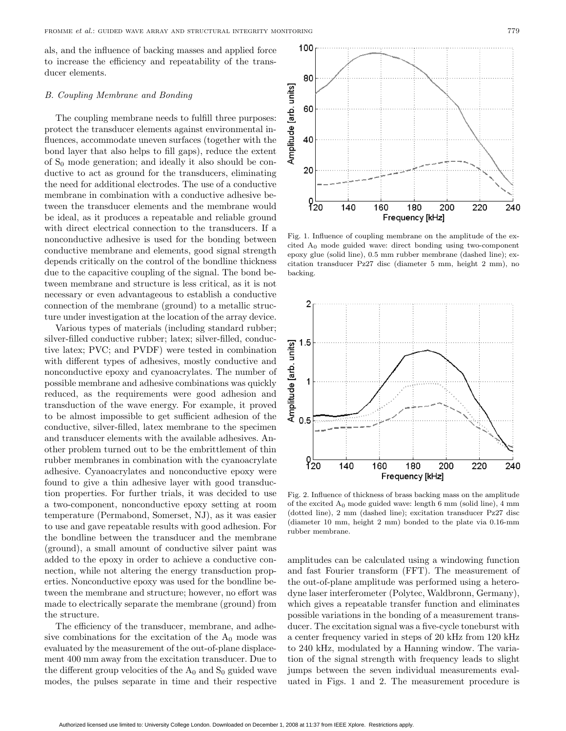als, and the influence of backing masses and applied force to increase the efficiency and repeatability of the transducer elements.

### B. Coupling Membrane and Bonding

The coupling membrane needs to fulfill three purposes: protect the transducer elements against environmental influences, accommodate uneven surfaces (together with the bond layer that also helps to fill gaps), reduce the extent of $S_0$ mode generation; and ideally it also should be conductive to act as ground for the transducers, eliminating the need for additional electrodes. The use of a conductive membrane in combination with a conductive adhesive between the transducer elements and the membrane would be ideal, as it produces a repeatable and reliable ground with direct electrical connection to the transducers. If a nonconductive adhesive is used for the bonding between conductive membrane and elements, good signal strength depends critically on the control of the bondline thickness due to the capacitive coupling of the signal. The bond between membrane and structure is less critical, as it is not necessary or even advantageous to establish a conductive connection of the membrane (ground) to a metallic structure under investigation at the location of the array device.

Various types of materials (including standard rubber; silver-filled conductive rubber; latex; silver-filled, conductive latex; PVC; and PVDF) were tested in combination with different types of adhesives, mostly conductive and nonconductive epoxy and cyanoacrylates. The number of possible membrane and adhesive combinations was quickly reduced, as the requirements were good adhesion and transduction of the wave energy. For example, it proved to be almost impossible to get sufficient adhesion of the conductive, silver-filled, latex membrane to the specimen and transducer elements with the available adhesives. Another problem turned out to be the embrittlement of thin rubber membranes in combination with the cyanoacrylate adhesive. Cyanoacrylates and nonconductive epoxy were found to give a thin adhesive layer with good transduction properties. For further trials, it was decided to use a two-component, nonconductive epoxy setting at room temperature (Permabond, Somerset, NJ), as it was easier to use and gave repeatable results with good adhesion. For the bondline between the transducer and the membrane (ground), a small amount of conductive silver paint was added to the epoxy in order to achieve a conductive connection, while not altering the energy transduction properties. Nonconductive epoxy was used for the bondline between the membrane and structure; however, no effort was made to electrically separate the membrane (ground) from the structure.

The efficiency of the transducer, membrane, and adhesive combinations for the excitation of the $A_0$ mode was evaluated by the measurement of the out-of-plane displacement 400 mm away from the excitation transducer. Due to the different group velocities of the $A_0$ and $S_0$ guided wave modes, the pulses separate in time and their respective amplitudes can be calculated using a windowing function and fast Fourier transform (FFT). The measurement of the out-of-plane amplitude was performed using a heterodyne laser interferometer (Polytec, Waldbronn, Germany), which gives a repeatable transfer function and eliminates possible variations in the bonding of a measurement transducer. The excitation signal was a five-cycle toneburst with a center frequency varied in steps of 20 kHz from 120 kHz to 240 kHz, modulated by a Hanning window. The variation of the signal strength with frequency leads to slight jumps between the seven individual measurements evaluated in Figs. 1 and 2. The measurement procedure is

Fig. 1. Influence of coupling membrane on the amplitude of the excited $A_0$ mode guided wave: direct bonding using two-component epoxy glue (solid line), 0.5 mm rubber membrane (dashed line); excitation transducer Pz27 disc (diameter 5 mm, height 2 mm), no backing.

Fig. 2. Influence of thickness of brass backing mass on the amplitude of the excited $A_0$ mode guided wave: length 6 mm (solid line), 4 mm (dotted line), 2 mm (dashed line); excitation transducer Pz27 disc (diameter 10 mm, height 2 mm) bonded to the plate via 0.16-mm rubber membrane.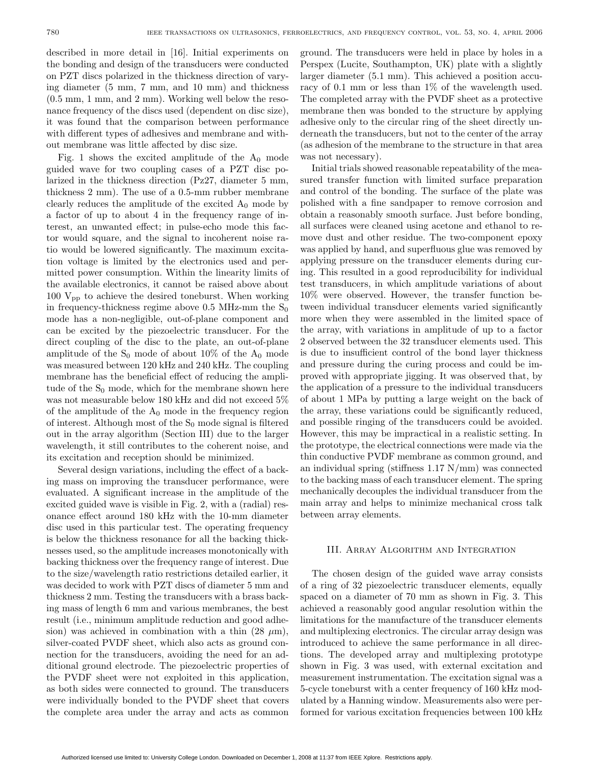described in more detail in [16]. Initial experiments on the bonding and design of the transducers were conducted on PZT discs polarized in the thickness direction of varying diameter (5 mm, 7 mm, and 10 mm) and thickness (0.5 mm, 1 mm, and 2 mm). Working well below the resonance frequency of the discs used (dependent on disc size), it was found that the comparison between performance with different types of adhesives and membrane and without membrane was little affected by disc size.

Fig. 1 shows the excited amplitude of the $A_0$ mode guided wave for two coupling cases of a PZT disc polarized in the thickness direction (Pz27, diameter 5 mm, thickness 2 mm). The use of a 0.5-mm rubber membrane clearly reduces the amplitude of the excited $A_0$ mode by a factor of up to about 4 in the frequency range of interest, an unwanted effect; in pulse-echo mode this factor would square, and the signal to incoherent noise ratio would be lowered significantly. The maximum excitation voltage is limited by the electronics used and permitted power consumption. Within the linearity limits of the available electronics, it cannot be raised above about 100 $V_{pp}$ to achieve the desired toneburst. When working in frequency-thickness regime above 0.5 MHz-mm the $S_0$ mode has a non-negligible, out-of-plane component and can be excited by the piezoelectric transducer. For the direct coupling of the disc to the plate, an out-of-plane amplitude of the $S_0$ mode of about 10% of the $A_0$ mode was measured between 120 kHz and 240 kHz. The coupling membrane has the beneficial effect of reducing the amplitude of the $S_0$ mode, which for the membrane shown here was not measurable below 180 kHz and did not exceed 5% of the amplitude of the $A_0$ mode in the frequency region of interest. Although most of the $S_0$ mode signal is filtered out in the array algorithm (Section III) due to the larger wavelength, it still contributes to the coherent noise, and its excitation and reception should be minimized.

Several design variations, including the effect of a backing mass on improving the transducer performance, were evaluated. A significant increase in the amplitude of the excited guided wave is visible in Fig. 2, with a (radial) resonance effect around 180 kHz with the 10-mm diameter disc used in this particular test. The operating frequency is below the thickness resonance for all the backing thicknesses used, so the amplitude increases monotonically with backing thickness over the frequency range of interest. Due to the size/wavelength ratio restrictions detailed earlier, it was decided to work with PZT discs of diameter 5 mm and thickness 2 mm. Testing the transducers with a brass backing mass of length 6 mm and various membranes, the best result (i.e., minimum amplitude reduction and good adhesion) was achieved in combination with a thin (28 $\mu$m), silver-coated PVDF sheet, which also acts as ground connection for the transducers, avoiding the need for an additional ground electrode. The piezoelectric properties of the PVDF sheet were not exploited in this application, as both sides were connected to ground. The transducers were individually bonded to the PVDF sheet that covers the complete area under the array and acts as common ground. The transducers were held in place by holes in a Perspex (Lucite, Southampton, UK) plate with a slightly larger diameter (5.1 mm). This achieved a position accuracy of 0.1 mm or less than 1% of the wavelength used. The completed array with the PVDF sheet as a protective membrane then was bonded to the structure by applying adhesive only to the circular ring of the sheet directly underneath the transducers, but not to the center of the array (as adhesion of the membrane to the structure in that area was not necessary).

Initial trials showed reasonable repeatability of the measured transfer function with limited surface preparation and control of the bonding. The surface of the plate was polished with a fine sandpaper to remove corrosion and obtain a reasonably smooth surface. Just before bonding, all surfaces were cleaned using acetone and ethanol to remove dust and other residue. The two-component epoxy was applied by hand, and superfluous glue was removed by applying pressure on the transducer elements during curing. This resulted in a good reproducibility for individual test transducers, in which amplitude variations of about 10% were observed. However, the transfer function between individual transducer elements varied significantly more when they were assembled in the limited space of the array, with variations in amplitude of up to a factor 2 observed between the 32 transducer elements used. This is due to insufficient control of the bond layer thickness and pressure during the curing process and could be improved with appropriate jigging. It was observed that, by the application of a pressure to the individual transducers of about 1 MPa by putting a large weight on the back of the array, these variations could be significantly reduced, and possible ringing of the transducers could be avoided. However, this may be impractical in a realistic setting. In the prototype, the electrical connections were made via the thin conductive PVDF membrane as common ground, and an individual spring (stiffness 1.17 N/mm) was connected to the backing mass of each transducer element. The spring mechanically decouples the individual transducer from the main array and helps to minimize mechanical cross talk between array elements.

## III. Array Algorithm and Integration

The chosen design of the guided wave array consists of a ring of 32 piezoelectric transducer elements, equally spaced on a diameter of 70 mm as shown in Fig. 3. This achieved a reasonably good angular resolution within the limitations for the manufacture of the transducer elements and multiplexing electronics. The circular array design was introduced to achieve the same performance in all directions. The developed array and multiplexing prototype shown in Fig. 3 was used, with external excitation and measurement instrumentation. The excitation signal was a 5-cycle toneburst with a center frequency of 160 kHz modulated by a Hanning window. Measurements also were performed for various excitation frequencies between 100 kHz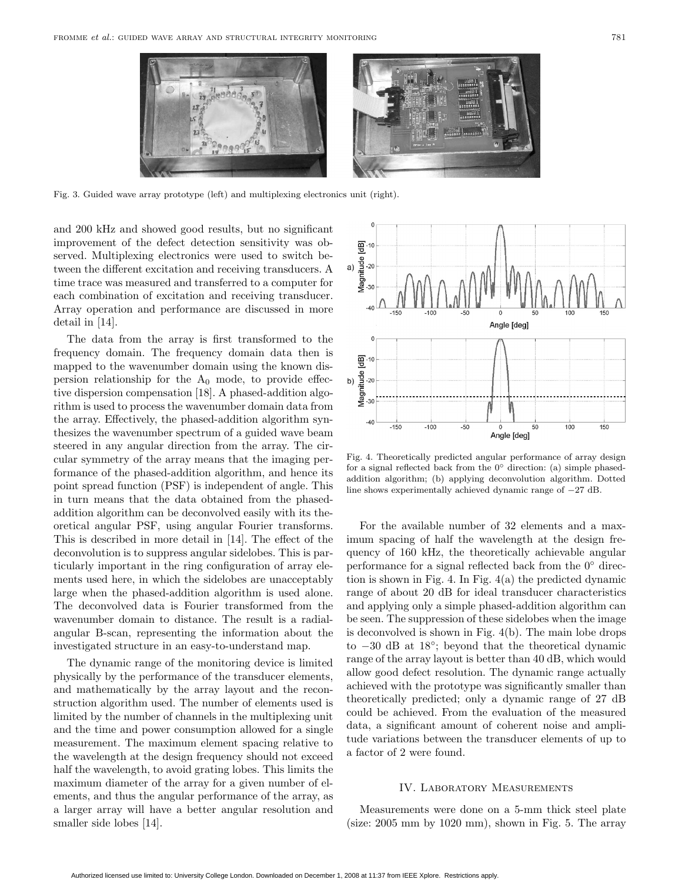Fig. 3. Guided wave array prototype (left) and multiplexing electronics unit (right).

and 200 kHz and showed good results, but no significant improvement of the defect detection sensitivity was observed. Multiplexing electronics were used to switch between the different excitation and receiving transducers. A time trace was measured and transferred to a computer for each combination of excitation and receiving transducer. Array operation and performance are discussed in more detail in [14].

The data from the array is first transformed to the frequency domain. The frequency domain data then is mapped to the wavenumber domain using the known dispersion relationship for the $A_0$ mode, to provide effective dispersion compensation [18]. A phased-addition algorithm is used to process the wavenumber domain data from the array. Effectively, the phased-addition algorithm synthesizes the wavenumber spectrum of a guided wave beam steered in any angular direction from the array. The circular symmetry of the array means that the imaging performance of the phased-addition algorithm, and hence its point spread function (PSF) is independent of angle. This in turn means that the data obtained from the phased-addition algorithm can be deconvolved easily with its theoretical angular PSF, using angular Fourier transforms. This is described in more detail in [14]. The effect of the deconvolution is to suppress angular sidelobes. This is particularly important in the ring configuration of array elements used here, in which the sidelobes are unacceptably large when the phased-addition algorithm is used alone. The deconvolved data is Fourier transformed from the wavenumber domain to distance. The result is a radial-angular B-scan, representing the information about the investigated structure in an easy-to-understand map.

The dynamic range of the monitoring device is limited physically by the performance of the transducer elements, and mathematically by the array layout and the reconstruction algorithm used. The number of elements used is limited by the number of channels in the multiplexing unit and the time and power consumption allowed for a single measurement. The maximum element spacing relative to the wavelength at the design frequency should not exceed half the wavelength, to avoid grating lobes. This limits the maximum diameter of the array for a given number of elements, and thus the angular performance of the array, as a larger array will have a better angular resolution and smaller side lobes [14].

Fig. 4. Theoretically predicted angular performance of array design for a signal reflected back from the 0° direction: (a) simple phased-addition algorithm; (b) applying deconvolution algorithm. Dotted line shows experimentally achieved dynamic range of −27 dB.

For the available number of 32 elements and a maximum spacing of half the wavelength at the design frequency of 160 kHz, the theoretically achievable angular performance for a signal reflected back from the 0° direction is shown in Fig. 4. In Fig. 4(a) the predicted dynamic range of about 20 dB for ideal transducer characteristics and applying only a simple phased-addition algorithm can be seen. The suppression of these sidelobes when the image is deconvolved is shown in Fig. 4(b). The main lobe drops to −30 dB at 18°; beyond that the theoretical dynamic range of the array layout is better than 40 dB, which would allow good defect resolution. The dynamic range actually achieved with the prototype was significantly smaller than theoretically predicted; only a dynamic range of 27 dB could be achieved. From the evaluation of the measured data, a significant amount of coherent noise and amplitude variations between the transducer elements of up to a factor of 2 were found.

## IV. Laboratory Measurements

Measurements were done on a 5-mm thick steel plate (size: 2005 mm by 1020 mm), shown in Fig. 5. The array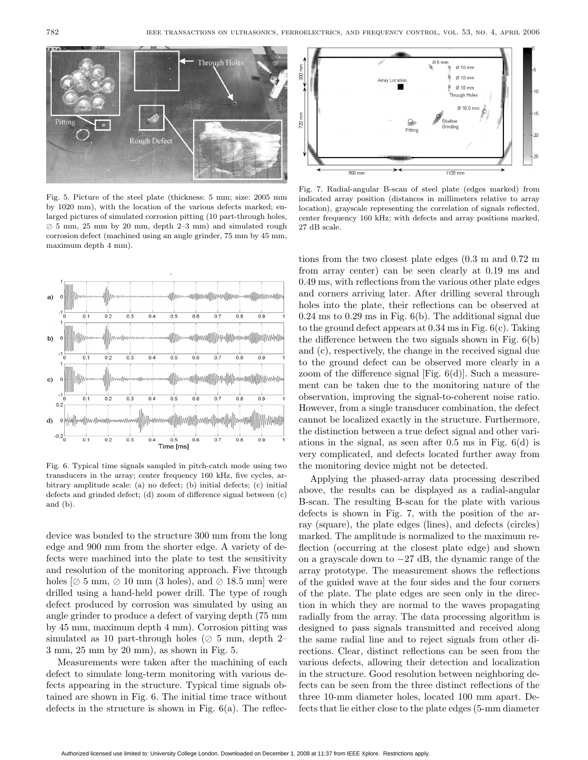Fig. 5. Picture of the steel plate (thickness: 5 mm; size: 2005 mm by 1020 mm), with the location of the various defects marked; enlarged pictures of simulated corrosion pitting (10 part-through holes, ⊘ 5 mm, 25 mm by 20 mm, depth 2–3 mm) and simulated rough corrosion defect (machined using an angle grinder, 75 mm by 45 mm, maximum depth 4 mm).

Fig. 6. Typical time signals sampled in pitch-catch mode using two transducers in the array; center frequency 160 kHz, five cycles, arbitrary amplitude scale: (a) no defect; (b) initial defects; (c) initial defects and grinded defect; (d) zoom of difference signal between (c) and (b).

device was bonded to the structure 300 mm from the long edge and 900 mm from the shorter edge. A variety of defects were machined into the plate to test the sensitivity and resolution of the monitoring approach. Five through holes [⊘ 5 mm, ⊘ 10 mm (3 holes), and ⊘ 18.5 mm] were drilled using a hand-held power drill. The type of rough defect produced by corrosion was simulated by using an angle grinder to produce a defect of varying depth (75 mm by 45 mm, maximum depth 4 mm). Corrosion pitting was simulated as 10 part-through holes (⊘ 5 mm, depth 2–3 mm, 25 mm by 20 mm), as shown in Fig. 5.

Measurements were taken after the machining of each defect to simulate long-term monitoring with various defects appearing in the structure. Typical time signals obtained are shown in Fig. 6. The initial time trace without defects in the structure is shown in Fig. 6(a). The reflections from the two closest plate edges (0.3 m and 0.72 m from array center) can be seen clearly at 0.19 ms and 0.49 ms, with reflections from the various other plate edges and corners arriving later. After drilling several through holes into the plate, their reflections can be observed at 0.24 ms to 0.29 ms in Fig. 6(b). The additional signal due to the ground defect appears at 0.34 ms in Fig. 6(c). Taking the difference between the two signals shown in Fig. 6(b) and (c), respectively, the change in the received signal due to the ground defect can be observed more clearly in a zoom of the difference signal [Fig. 6(d)]. Such a measurement can be taken due to the monitoring nature of the observation, improving the signal-to-coherent noise ratio. However, from a single transducer combination, the defect cannot be localized exactly in the structure. Furthermore, the distinction between a true defect signal and other variations in the signal, as seen after 0.5 ms in Fig. 6(d) is very complicated, and defects located further away from the monitoring device might not be detected.

Fig. 7. Radial-angular B-scan of steel plate (edges marked) from indicated array position (distances in millimeters relative to array location), grayscale representing the correlation of signals reflected, center frequency 160 kHz; with defects and array positions marked, 27 dB scale.

Applying the phased-array data processing described above, the results can be displayed as a radial-angular B-scan. The resulting B-scan for the plate with various defects is shown in Fig. 7, with the position of the array (square), the plate edges (lines), and defects (circles) marked. The amplitude is normalized to the maximum reflection (occurring at the closest plate edge) and shown on a grayscale down to −27 dB, the dynamic range of the array prototype. The measurement shows the reflections of the guided wave at the four sides and the four corners of the plate. The plate edges are seen only in the direction in which they are normal to the waves propagating radially from the array. The data processing algorithm is designed to pass signals transmitted and received along the same radial line and to reject signals from other directions. Clear, distinct reflections can be seen from the various defects, allowing their detection and localization in the structure. Good resolution between neighboring defects can be seen from the three distinct reflections of the three 10-mm diameter holes, located 100 mm apart. Defects that lie either close to the plate edges (5-mm diameter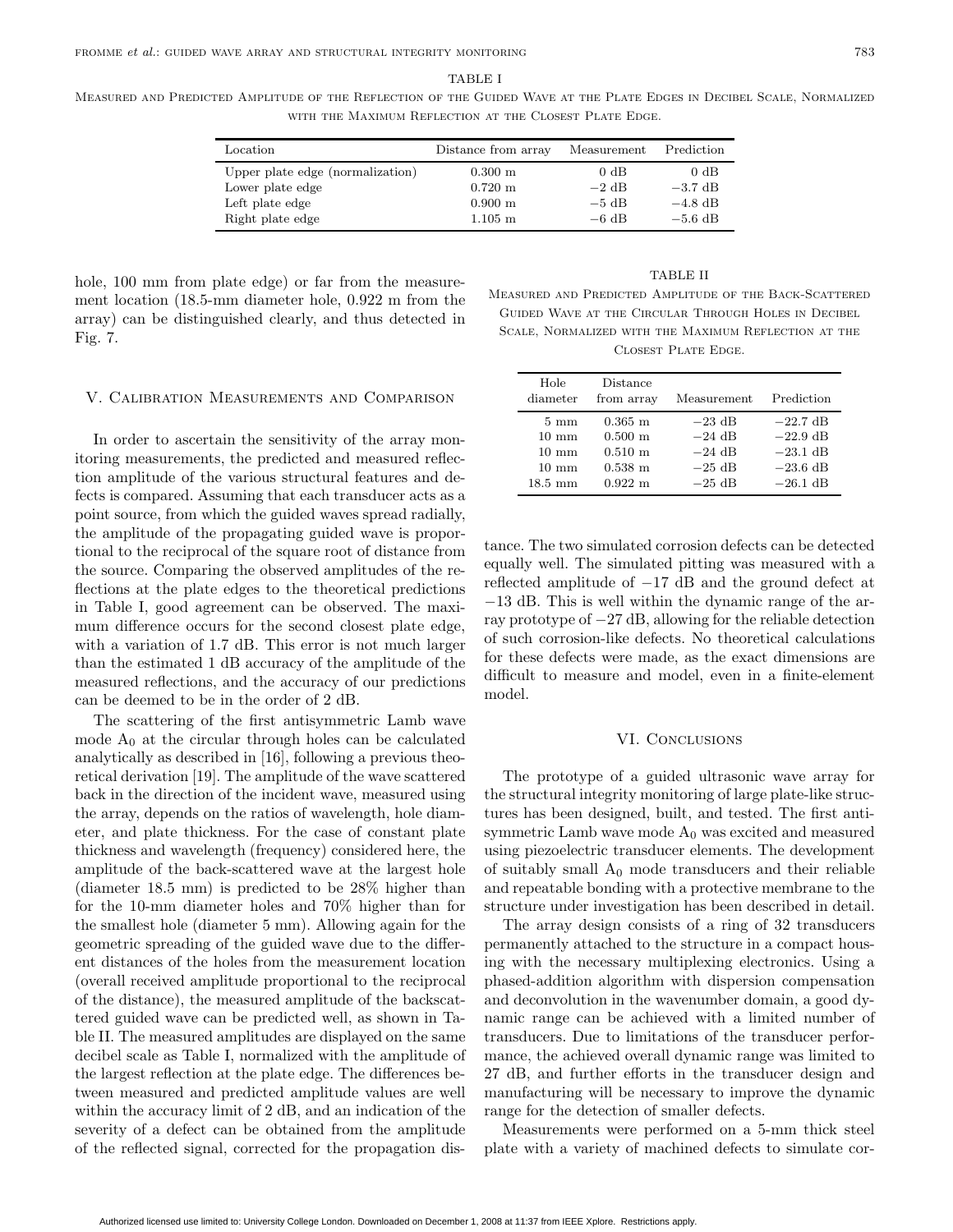TABLE I

Measured and Predicted Amplitude of the Reflection of the Guided Wave at the Plate Edges in Decibel Scale, Normalized with the Maximum Reflection at the Closest Plate Edge.

| Location | Distance from array | Measurement | Prediction |
|---|---|---|---|
| Upper plate edge (normalization) | 0.300 m | 0 dB | 0 dB |
| Lower plate edge | 0.720 m | −2 dB | −3.7 dB |
| Left plate edge | 0.900 m | −5 dB | −4.8 dB |
| Right plate edge | 1.105 m | −6 dB | −5.6 dB |

hole, 100 mm from plate edge) or far from the measurement location (18.5-mm diameter hole, 0.922 m from the array) can be distinguished clearly, and thus detected in Fig. 7.

## V. Calibration Measurements and Comparison

In order to ascertain the sensitivity of the array monitoring measurements, the predicted and measured reflection amplitude of the various structural features and defects is compared. Assuming that each transducer acts as a point source, from which the guided waves spread radially, the amplitude of the propagating guided wave is proportional to the reciprocal of the square root of distance from the source. Comparing the observed amplitudes of the reflections at the plate edges to the theoretical predictions in Table I, good agreement can be observed. The maximum difference occurs for the second closest plate edge, with a variation of 1.7 dB. This error is not much larger than the estimated 1 dB accuracy of the amplitude of the measured reflections, and the accuracy of our predictions can be deemed to be in the order of 2 dB.

The scattering of the first antisymmetric Lamb wave mode $A_0$ at the circular through holes can be calculated analytically as described in [16], following a previous theoretical derivation [19]. The amplitude of the wave scattered back in the direction of the incident wave, measured using the array, depends on the ratios of wavelength, hole diameter, and plate thickness. For the case of constant plate thickness and wavelength (frequency) considered here, the amplitude of the back-scattered wave at the largest hole (diameter 18.5 mm) is predicted to be 28% higher than for the 10-mm diameter holes and 70% higher than for the smallest hole (diameter 5 mm). Allowing again for the geometric spreading of the guided wave due to the different distances of the holes from the measurement location (overall received amplitude proportional to the reciprocal of the distance), the measured amplitude of the backscattered guided wave can be predicted well, as shown in Table II. The measured amplitudes are displayed on the same decibel scale as Table I, normalized with the amplitude of the largest reflection at the plate edge. The differences between measured and predicted amplitude values are well within the accuracy limit of 2 dB, and an indication of the severity of a defect can be obtained from the amplitude of the reflected signal, corrected for the propagation distance. The two simulated corrosion defects can be detected equally well. The simulated pitting was measured with a reflected amplitude of −17 dB and the ground defect at −13 dB. This is well within the dynamic range of the array prototype of −27 dB, allowing for the reliable detection of such corrosion-like defects. No theoretical calculations for these defects were made, as the exact dimensions are difficult to measure and model, even in a finite-element model.

TABLE II

Measured and Predicted Amplitude of the Back-Scattered Guided Wave at the Circular Through Holes in Decibel Scale, Normalized with the Maximum Reflection at the Closest Plate Edge.

| Hole diameter | Distance from array | Measurement | Prediction |
|---|---|---|---|
| 5 mm | 0.365 m | −23 dB | −22.7 dB |
| 10 mm | 0.500 m | −24 dB | −22.9 dB |
| 10 mm | 0.510 m | −24 dB | −23.1 dB |
| 10 mm | 0.538 m | −25 dB | −23.6 dB |
| 18.5 mm | 0.922 m | −25 dB | −26.1 dB |

## VI. Conclusions

The prototype of a guided ultrasonic wave array for the structural integrity monitoring of large plate-like structures has been designed, built, and tested. The first antisymmetric Lamb wave mode $A_0$ was excited and measured using piezoelectric transducer elements. The development of suitably small $A_0$ mode transducers and their reliable and repeatable bonding with a protective membrane to the structure under investigation has been described in detail.

The array design consists of a ring of 32 transducers permanently attached to the structure in a compact housing with the necessary multiplexing electronics. Using a phased-addition algorithm with dispersion compensation and deconvolution in the wavenumber domain, a good dynamic range can be achieved with a limited number of transducers. Due to limitations of the transducer performance, the achieved overall dynamic range was limited to 27 dB, and further efforts in the transducer design and manufacturing will be necessary to improve the dynamic range for the detection of smaller defects.

Measurements were performed on a 5-mm thick steel plate with a variety of machined defects to simulate cor-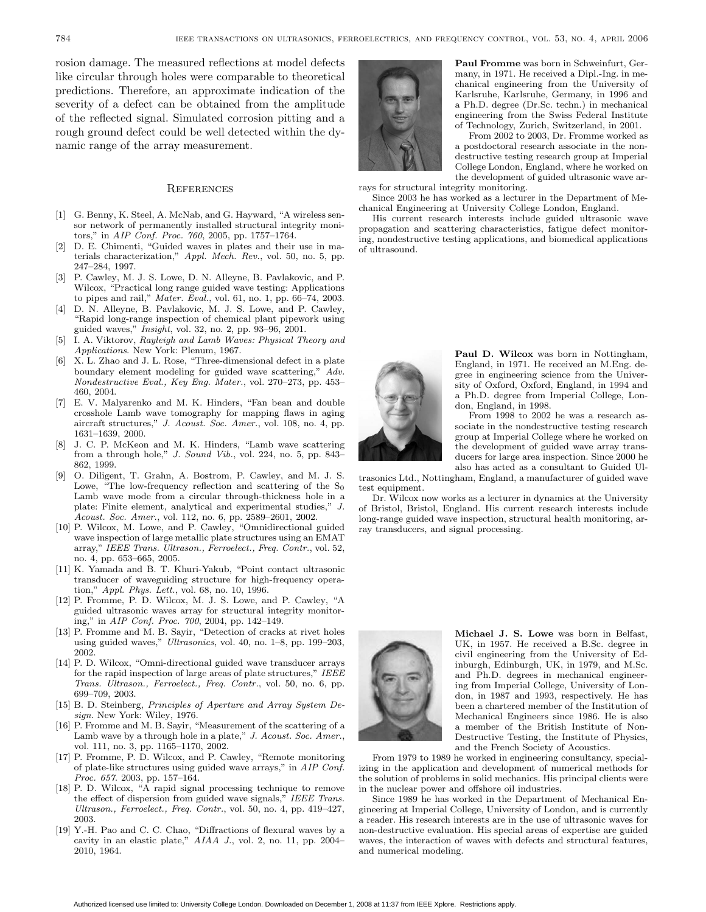rosion damage. The measured reflections at model defects like circular through holes were comparable to theoretical predictions. Therefore, an approximate indication of the severity of a defect can be obtained from the amplitude of the reflected signal. Simulated corrosion pitting and a rough ground defect could be well detected within the dynamic range of the array measurement.

## References

[1] G. Benny, K. Steel, A. McNab, and G. Hayward, "A wireless sensor network of permanently installed structural integrity monitors," in *AIP Conf. Proc. 760*, 2005, pp. 1757–1764.

[2] D. E. Chimenti, "Guided waves in plates and their use in materials characterization," *Appl. Mech. Rev.*, vol. 50, no. 5, pp. 247–284, 1997.

[3] P. Cawley, M. J. S. Lowe, D. N. Alleyne, B. Pavlakovic, and P. Wilcox, "Practical long range guided wave testing: Applications to pipes and rail," *Mater. Eval.*, vol. 61, no. 1, pp. 66–74, 2003.

[4] D. N. Alleyne, B. Pavlakovic, M. J. S. Lowe, and P. Cawley, "Rapid long-range inspection of chemical plant pipework using guided waves," *Insight*, vol. 32, no. 2, pp. 93–96, 2001.

[5] I. A. Viktorov, *Rayleigh and Lamb Waves: Physical Theory and Applications*. New York: Plenum, 1967.

[6] X. L. Zhao and J. L. Rose, "Three-dimensional defect in a plate boundary element modeling for guided wave scattering," *Adv. Nondestructive Eval., Key Eng. Mater.*, vol. 270–273, pp. 453–460, 2004.

[7] E. V. Malyarenko and M. K. Hinders, "Fan bean and double crosshole Lamb wave tomography for mapping flaws in aging aircraft structures," *J. Acoust. Soc. Amer.*, vol. 108, no. 4, pp. 1631–1639, 2000.

[8] J. C. P. McKeon and M. K. Hinders, "Lamb wave scattering from a through hole," *J. Sound Vib.*, vol. 224, no. 5, pp. 843–862, 1999.

[9] O. Diligent, T. Grahn, A. Bostrom, P. Cawley, and M. J. S. Lowe, "The low-frequency reflection and scattering of the $S_0$ Lamb wave mode from a circular through-thickness hole in a plate: Finite element, analytical and experimental studies," *J. Acoust. Soc. Amer.*, vol. 112, no. 6, pp. 2589–2601, 2002.

[10] P. Wilcox, M. Lowe, and P. Cawley, "Omnidirectional guided wave inspection of large metallic plate structures using an EMAT array," *IEEE Trans. Ultrason., Ferroelect., Freq. Contr.*, vol. 52, no. 4, pp. 653–665, 2005.

[11] K. Yamada and B. T. Khuri-Yakub, "Point contact ultrasonic transducer of waveguiding structure for high-frequency operation," *Appl. Phys. Lett.*, vol. 68, no. 10, 1996.

[12] P. Fromme, P. D. Wilcox, M. J. S. Lowe, and P. Cawley, "A guided ultrasonic waves array for structural integrity monitoring," in *AIP Conf. Proc. 700*, 2004, pp. 142–149.

[13] P. Fromme and M. B. Sayir, "Detection of cracks at rivet holes using guided waves," *Ultrasonics*, vol. 40, no. 1–8, pp. 199–203, 2002.

[14] P. D. Wilcox, "Omni-directional guided wave transducer arrays for the rapid inspection of large areas of plate structures," *IEEE Trans. Ultrason., Ferroelect., Freq. Contr.*, vol. 50, no. 6, pp. 699–709, 2003.

[15] B. D. Steinberg, *Principles of Aperture and Array System Design*. New York: Wiley, 1976.

[16] P. Fromme and M. B. Sayir, "Measurement of the scattering of a Lamb wave by a through hole in a plate," *J. Acoust. Soc. Amer.*, vol. 111, no. 3, pp. 1165–1170, 2002.

[17] P. Fromme, P. D. Wilcox, and P. Cawley, "Remote monitoring of plate-like structures using guided wave arrays," in *AIP Conf. Proc. 657*. 2003, pp. 157–164.

[18] P. D. Wilcox, "A rapid signal processing technique to remove the effect of dispersion from guided wave signals," *IEEE Trans. Ultrason., Ferroelect., Freq. Contr.*, vol. 50, no. 4, pp. 419–427, 2003.

[19] Y.-H. Pao and C. C. Chao, "Diffractions of flexural waves by a cavity in an elastic plate," *AIAA J.*, vol. 2, no. 11, pp. 2004–2010, 1964.

**Paul Fromme** was born in Schweinfurt, Germany, in 1971. He received a Dipl.-Ing. in mechanical engineering from the University of Karlsruhe, Karlsruhe, Germany, in 1996 and a Ph.D. degree (Dr.Sc. techn.) in mechanical engineering from the Swiss Federal Institute of Technology, Zurich, Switzerland, in 2001.

From 2002 to 2003, Dr. Fromme worked as a postdoctoral research associate in the nondestructive testing research group at Imperial College London, England, where he worked on the development of guided ultrasonic wave arrays for structural integrity monitoring.

Since 2003 he has worked as a lecturer in the Department of Mechanical Engineering at University College London, England.

His current research interests include guided ultrasonic wave propagation and scattering characteristics, fatigue defect monitoring, nondestructive testing applications, and biomedical applications of ultrasound.

**Paul D. Wilcox** was born in Nottingham, England, in 1971. He received an M.Eng. degree in engineering science from the University of Oxford, Oxford, England, in 1994 and a Ph.D. degree from Imperial College, London, England, in 1998.

From 1998 to 2002 he was a research associate in the nondestructive testing research group at Imperial College where he worked on the development of guided wave array transducers for large area inspection. Since 2000 he also has acted as a consultant to Guided Ultrasonics Ltd., Nottingham, England, a manufacturer of guided wave test equipment.

Dr. Wilcox now works as a lecturer in dynamics at the University of Bristol, Bristol, England. His current research interests include long-range guided wave inspection, structural health monitoring, array transducers, and signal processing.

**Michael J. S. Lowe** was born in Belfast, UK, in 1957. He received a B.Sc. degree in civil engineering from the University of Edinburgh, Edinburgh, UK, in 1979, and M.Sc. and Ph.D. degrees in mechanical engineering from Imperial College, University of London, in 1987 and 1993, respectively. He has been a chartered member of the Institution of Mechanical Engineers since 1986. He is also a member of the British Institute of Non-Destructive Testing, the Institute of Physics, and the French Society of Acoustics.

From 1979 to 1989 he worked in engineering consultancy, specializing in the application and development of numerical methods for the solution of problems in solid mechanics. His principal clients were in the nuclear power and offshore oil industries.

Since 1989 he has worked in the Department of Mechanical Engineering at Imperial College, University of London, and is currently a reader. His research interests are in the use of ultrasonic waves for non-destructive evaluation. His special areas of expertise are guided waves, the interaction of waves with defects and structural features, and numerical modeling.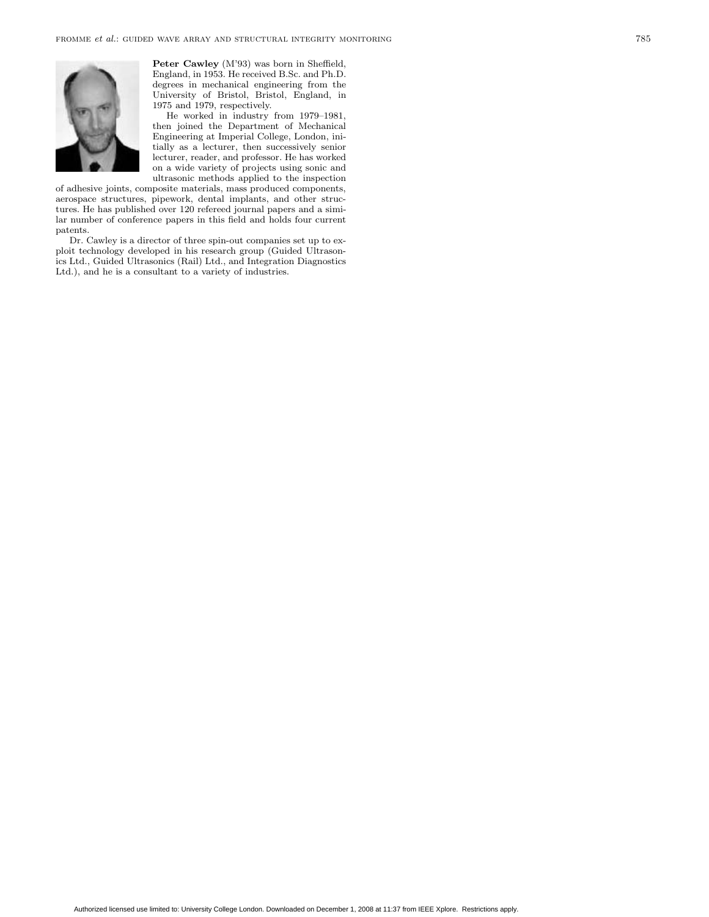**Peter Cawley** (M'93) was born in Sheffield, England, in 1953. He received B.Sc. and Ph.D. degrees in mechanical engineering from the University of Bristol, Bristol, England, in 1975 and 1979, respectively.

He worked in industry from 1979–1981, then joined the Department of Mechanical Engineering at Imperial College, London, initially as a lecturer, then successively senior lecturer, reader, and professor. He has worked on a wide variety of projects using sonic and ultrasonic methods applied to the inspection of adhesive joints, composite materials, mass produced components, aerospace structures, pipework, dental implants, and other structures. He has published over 120 refereed journal papers and a similar number of conference papers in this field and holds four current patents.

Dr. Cawley is a director of three spin-out companies set up to exploit technology developed in his research group (Guided Ultrasonics Ltd., Guided Ultrasonics (Rail) Ltd., and Integration Diagnostics Ltd.), and he is a consultant to a variety of industries.